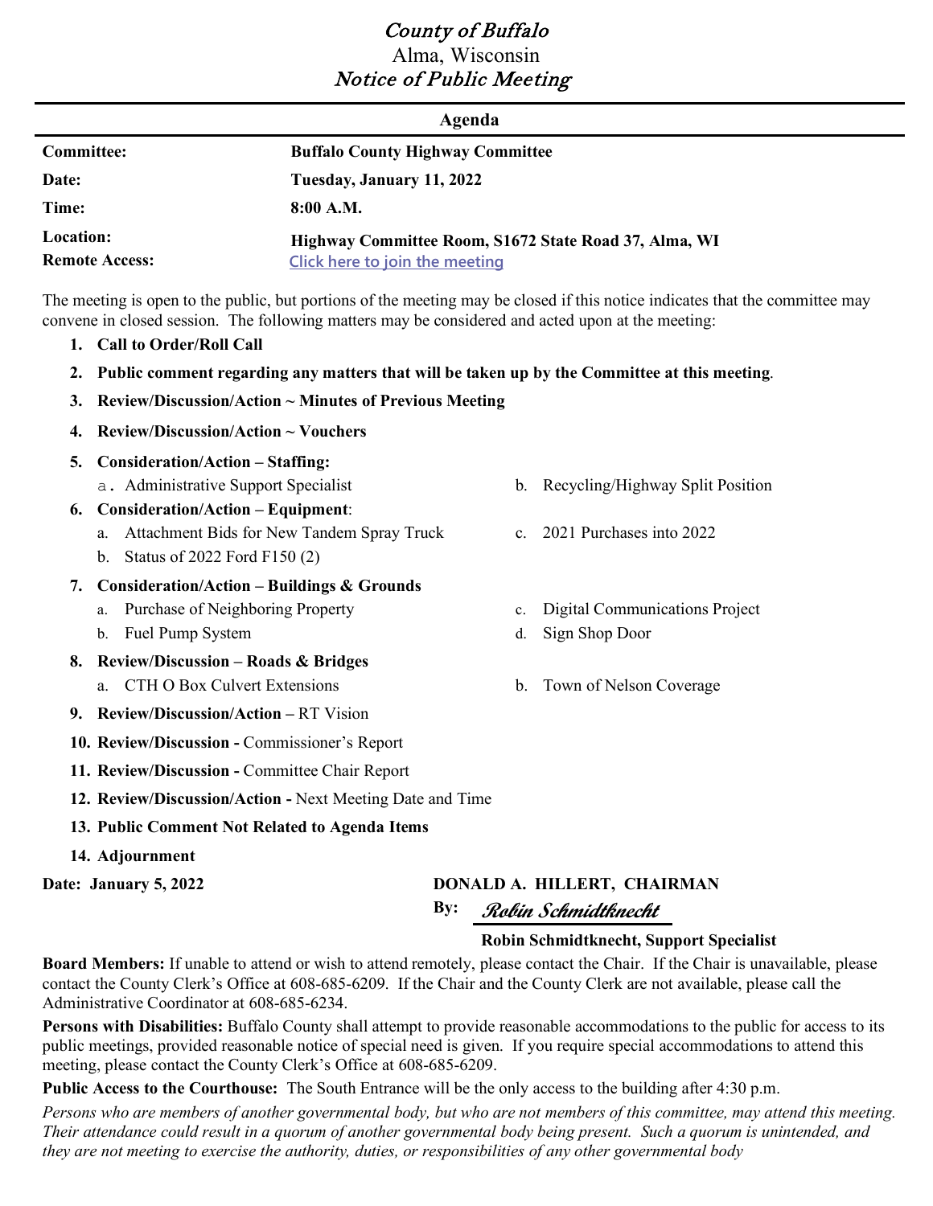# *County of Buffalo*

Alma, Wisconsin

## *Notice of Public Meeting*

---

**Agenda**

---

| | |
|---|---|
| **Committee:** | **Buffalo County Highway Committee** |
| **Date:** | **Tuesday, January 11, 2022** |
| **Time:** | **8:00 A.M.** |
| **Location:** | **Highway Committee Room, S1672 State Road 37, Alma, WI** |
| **Remote Access:** | Click here to join the meeting |

The meeting is open to the public, but portions of the meeting may be closed if this notice indicates that the committee may convene in closed session. The following matters may be considered and acted upon at the meeting:

1. **Call to Order/Roll Call**
2. **Public comment regarding any matters that will be taken up by the Committee at this meeting**.
3. **Review/Discussion/Action ~ Minutes of Previous Meeting**
4. **Review/Discussion/Action ~ Vouchers**
5. **Consideration/Action – Staffing:**
   a. Administrative Support Specialist
   b. Recycling/Highway Split Position
6. **Consideration/Action – Equipment**:
   a. Attachment Bids for New Tandem Spray Truck
   b. Status of 2022 Ford F150 (2)
   c. 2021 Purchases into 2022
7. **Consideration/Action – Buildings & Grounds**
   a. Purchase of Neighboring Property
   b. Fuel Pump System
   c. Digital Communications Project
   d. Sign Shop Door
8. **Review/Discussion – Roads & Bridges**
   a. CTH O Box Culvert Extensions
   b. Town of Nelson Coverage
9. **Review/Discussion/Action –** RT Vision
10. **Review/Discussion -** Commissioner's Report
11. **Review/Discussion -** Committee Chair Report
12. **Review/Discussion/Action -** Next Meeting Date and Time
13. **Public Comment Not Related to Agenda Items**
14. **Adjournment**

**Date: January 5, 2022**

**DONALD A. HILLERT, CHAIRMAN**

**By:** *Robin Schmidtknecht*

**Robin Schmidtknecht, Support Specialist**

**Board Members:** If unable to attend or wish to attend remotely, please contact the Chair. If the Chair is unavailable, please contact the County Clerk's Office at 608-685-6209. If the Chair and the County Clerk are not available, please call the Administrative Coordinator at 608-685-6234.

**Persons with Disabilities:** Buffalo County shall attempt to provide reasonable accommodations to the public for access to its public meetings, provided reasonable notice of special need is given. If you require special accommodations to attend this meeting, please contact the County Clerk's Office at 608-685-6209.

**Public Access to the Courthouse:** The South Entrance will be the only access to the building after 4:30 p.m.

*Persons who are members of another governmental body, but who are not members of this committee, may attend this meeting. Their attendance could result in a quorum of another governmental body being present. Such a quorum is unintended, and they are not meeting to exercise the authority, duties, or responsibilities of any other governmental body*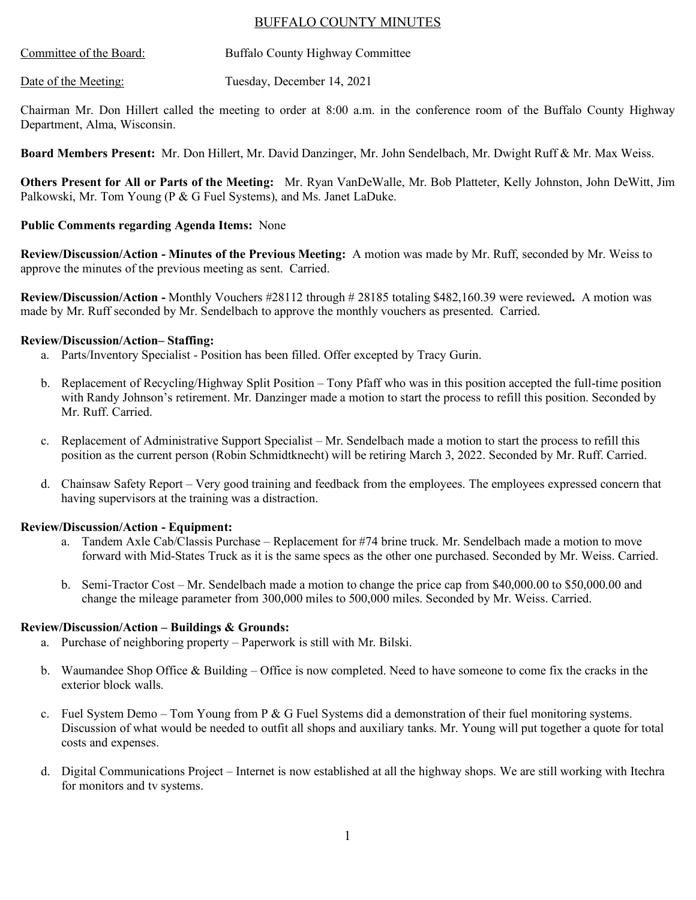# BUFFALO COUNTY MINUTES

Committee of the Board: Buffalo County Highway Committee

Date of the Meeting: Tuesday, December 14, 2021

Chairman Mr. Don Hillert called the meeting to order at 8:00 a.m. in the conference room of the Buffalo County Highway Department, Alma, Wisconsin.

**Board Members Present:** Mr. Don Hillert, Mr. David Danzinger, Mr. John Sendelbach, Mr. Dwight Ruff & Mr. Max Weiss.

**Others Present for All or Parts of the Meeting:** Mr. Ryan VanDeWalle, Mr. Bob Platteter, Kelly Johnston, John DeWitt, Jim Palkowski, Mr. Tom Young (P & G Fuel Systems), and Ms. Janet LaDuke.

**Public Comments regarding Agenda Items:** None

**Review/Discussion/Action - Minutes of the Previous Meeting:** A motion was made by Mr. Ruff, seconded by Mr. Weiss to approve the minutes of the previous meeting as sent. Carried.

**Review/Discussion/Action -** Monthly Vouchers #28112 through # 28185 totaling $482,160.39 were reviewed**.** A motion was made by Mr. Ruff seconded by Mr. Sendelbach to approve the monthly vouchers as presented. Carried.

**Review/Discussion/Action– Staffing:**

a. Parts/Inventory Specialist - Position has been filled. Offer excepted by Tracy Gurin.

b. Replacement of Recycling/Highway Split Position – Tony Pfaff who was in this position accepted the full-time position with Randy Johnson's retirement. Mr. Danzinger made a motion to start the process to refill this position. Seconded by Mr. Ruff. Carried.

c. Replacement of Administrative Support Specialist – Mr. Sendelbach made a motion to start the process to refill this position as the current person (Robin Schmidtknecht) will be retiring March 3, 2022. Seconded by Mr. Ruff. Carried.

d. Chainsaw Safety Report – Very good training and feedback from the employees. The employees expressed concern that having supervisors at the training was a distraction.

**Review/Discussion/Action - Equipment:**

a. Tandem Axle Cab/Classis Purchase – Replacement for #74 brine truck. Mr. Sendelbach made a motion to move forward with Mid-States Truck as it is the same specs as the other one purchased. Seconded by Mr. Weiss. Carried.

b. Semi-Tractor Cost – Mr. Sendelbach made a motion to change the price cap from $40,000.00 to $50,000.00 and change the mileage parameter from 300,000 miles to 500,000 miles. Seconded by Mr. Weiss. Carried.

**Review/Discussion/Action – Buildings & Grounds:**

a. Purchase of neighboring property – Paperwork is still with Mr. Bilski.

b. Waumandee Shop Office & Building – Office is now completed. Need to have someone to come fix the cracks in the exterior block walls.

c. Fuel System Demo – Tom Young from P & G Fuel Systems did a demonstration of their fuel monitoring systems. Discussion of what would be needed to outfit all shops and auxiliary tanks. Mr. Young will put together a quote for total costs and expenses.

d. Digital Communications Project – Internet is now established at all the highway shops. We are still working with Itechra for monitors and tv systems.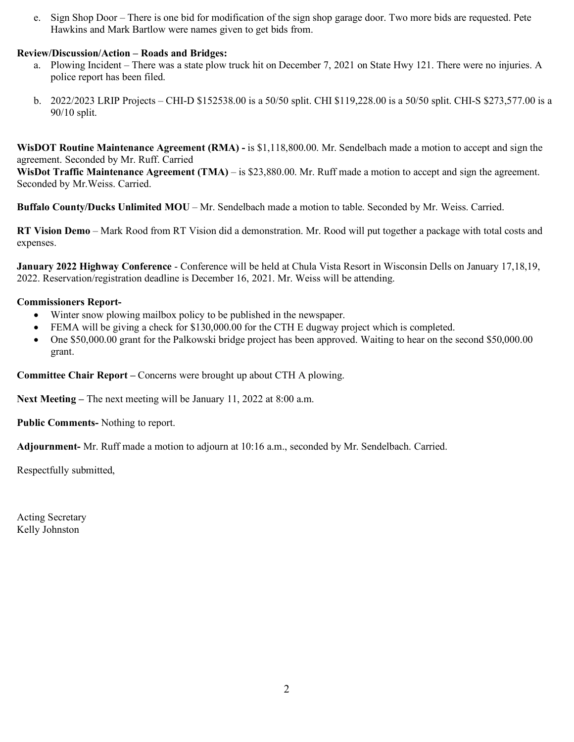e. Sign Shop Door – There is one bid for modification of the sign shop garage door. Two more bids are requested. Pete Hawkins and Mark Bartlow were names given to get bids from.

**Review/Discussion/Action – Roads and Bridges:**

a. Plowing Incident – There was a state plow truck hit on December 7, 2021 on State Hwy 121. There were no injuries. A police report has been filed.

b. 2022/2023 LRIP Projects – CHI-D $152538.00 is a 50/50 split. CHI $119,228.00 is a 50/50 split. CHI-S $273,577.00 is a 90/10 split.

**WisDOT Routine Maintenance Agreement (RMA) -** is $1,118,800.00. Mr. Sendelbach made a motion to accept and sign the agreement. Seconded by Mr. Ruff. Carried

**WisDot Traffic Maintenance Agreement (TMA)** – is $23,880.00. Mr. Ruff made a motion to accept and sign the agreement. Seconded by Mr.Weiss. Carried.

**Buffalo County/Ducks Unlimited MOU** – Mr. Sendelbach made a motion to table. Seconded by Mr. Weiss. Carried.

**RT Vision Demo** – Mark Rood from RT Vision did a demonstration. Mr. Rood will put together a package with total costs and expenses.

**January 2022 Highway Conference** - Conference will be held at Chula Vista Resort in Wisconsin Dells on January 17,18,19, 2022. Reservation/registration deadline is December 16, 2021. Mr. Weiss will be attending.

**Commissioners Report-**

- Winter snow plowing mailbox policy to be published in the newspaper.
- FEMA will be giving a check for $130,000.00 for the CTH E dugway project which is completed.
- One $50,000.00 grant for the Palkowski bridge project has been approved. Waiting to hear on the second $50,000.00 grant.

**Committee Chair Report –** Concerns were brought up about CTH A plowing.

**Next Meeting –** The next meeting will be January 11, 2022 at 8:00 a.m.

**Public Comments-** Nothing to report.

**Adjournment-** Mr. Ruff made a motion to adjourn at 10:16 a.m., seconded by Mr. Sendelbach. Carried.

Respectfully submitted,

Acting Secretary
Kelly Johnston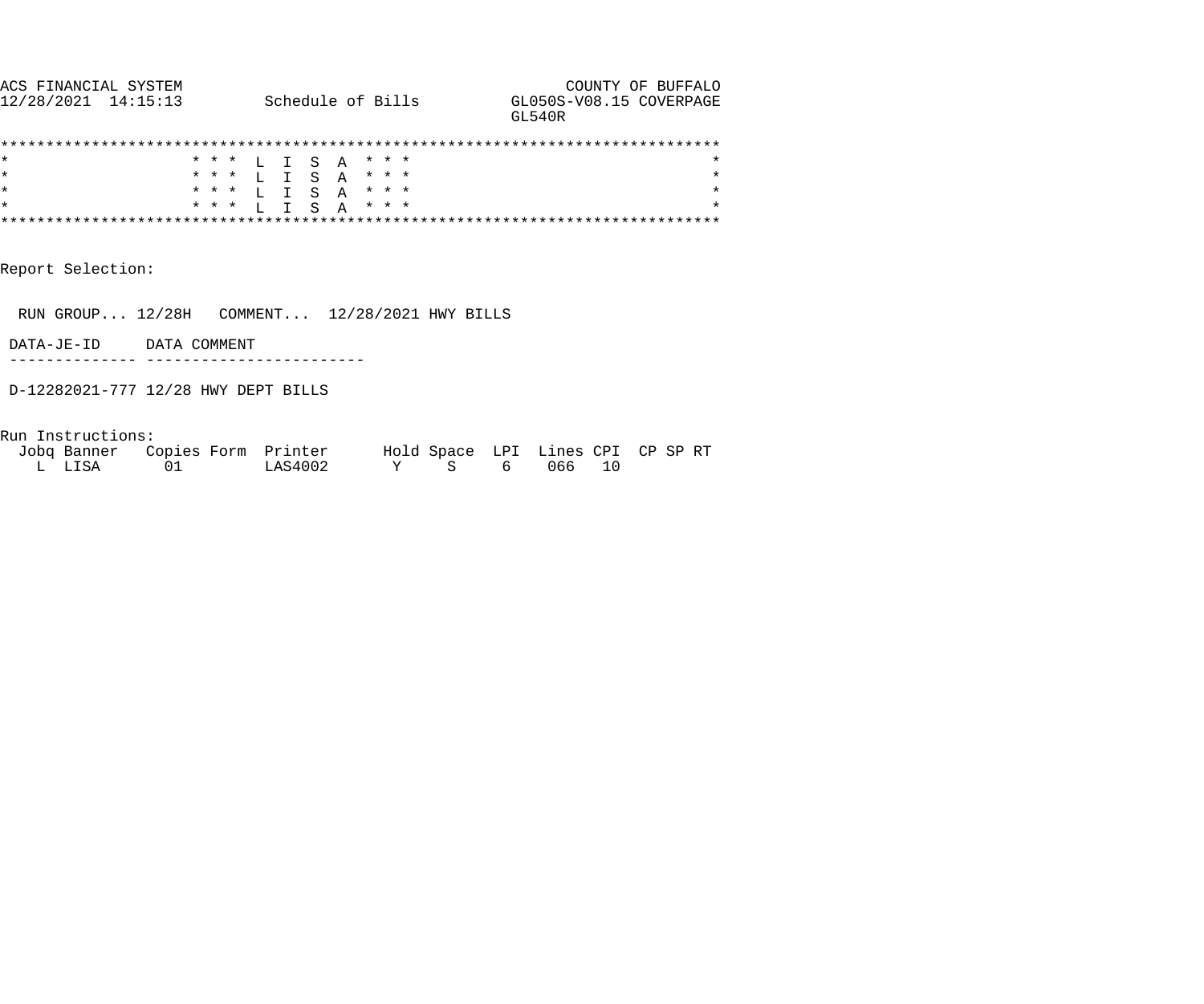ACS FINANCIAL SYSTEM — COUNTY OF BUFFALO

12/28/2021 14:15:13 — Schedule of Bills — GL050S-V08.15 COVERPAGE

GL540R

```
******************************************************************************
*                    * * *  L  I  S  A  * * *                                *
*                    * * *  L  I  S  A  * * *                                *
*                    * * *  L  I  S  A  * * *                                *
*                    * * *  L  I  S  A  * * *                                *
******************************************************************************
```

Report Selection:

RUN GROUP... 12/28H   COMMENT...  12/28/2021 HWY BILLS

| DATA-JE-ID | DATA COMMENT |
| --- | --- |
| D-12282021-777 | 12/28 HWY DEPT BILLS |

Run Instructions:

| Jobq | Banner | Copies | Form | Printer | Hold | Space | LPI | Lines | CPI | CP | SP | RT |
| --- | --- | --- | --- | --- | --- | --- | --- | --- | --- | --- | --- | --- |
| L | LISA | 01 | | LAS4002 | Y | S | 6 | 066 | 10 | | | |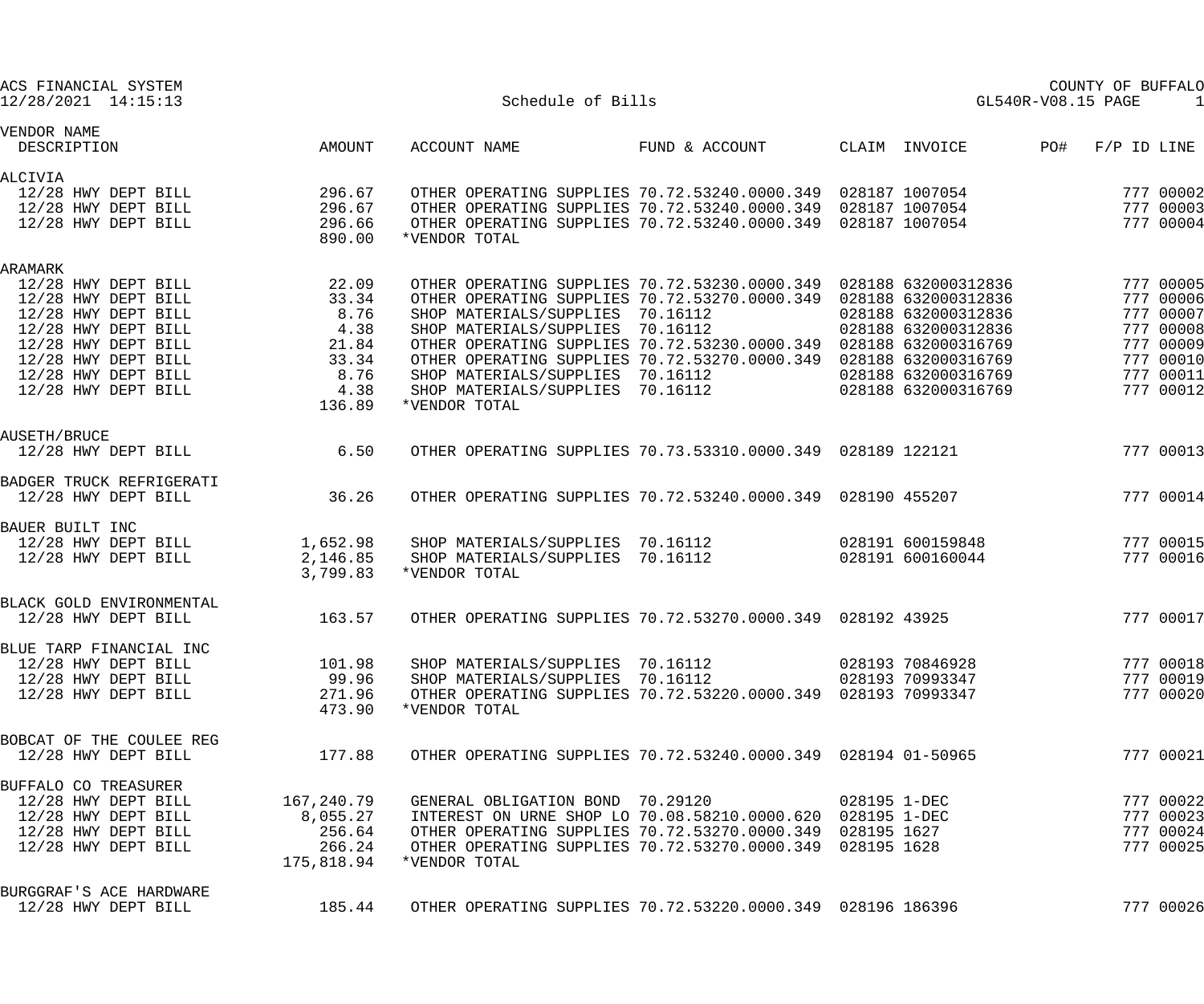ACS FINANCIAL SYSTEM — COUNTY OF BUFFALO
12/28/2021 14:15:13 — Schedule of Bills — GL540R-V08.15 PAGE 1

| VENDOR NAME / DESCRIPTION | AMOUNT | ACCOUNT NAME | FUND & ACCOUNT | CLAIM | INVOICE | PO# | F/P ID | LINE |
|---|---|---|---|---|---|---|---|---|
| **ALCIVIA** | | | | | | | | |
| 12/28 HWY DEPT BILL | 296.67 | OTHER OPERATING SUPPLIES | 70.72.53240.0000.349 | 028187 | 1007054 | | 777 | 00002 |
| 12/28 HWY DEPT BILL | 296.67 | OTHER OPERATING SUPPLIES | 70.72.53240.0000.349 | 028187 | 1007054 | | 777 | 00003 |
| 12/28 HWY DEPT BILL | 296.66 | OTHER OPERATING SUPPLIES | 70.72.53240.0000.349 | 028187 | 1007054 | | 777 | 00004 |
| | 890.00 | *VENDOR TOTAL | | | | | | |
| **ARAMARK** | | | | | | | | |
| 12/28 HWY DEPT BILL | 22.09 | OTHER OPERATING SUPPLIES | 70.72.53230.0000.349 | 028188 | 632000312836 | | 777 | 00005 |
| 12/28 HWY DEPT BILL | 33.34 | OTHER OPERATING SUPPLIES | 70.72.53270.0000.349 | 028188 | 632000312836 | | 777 | 00006 |
| 12/28 HWY DEPT BILL | 8.76 | SHOP MATERIALS/SUPPLIES | 70.16112 | 028188 | 632000312836 | | 777 | 00007 |
| 12/28 HWY DEPT BILL | 4.38 | SHOP MATERIALS/SUPPLIES | 70.16112 | 028188 | 632000312836 | | 777 | 00008 |
| 12/28 HWY DEPT BILL | 21.84 | OTHER OPERATING SUPPLIES | 70.72.53230.0000.349 | 028188 | 632000316769 | | 777 | 00009 |
| 12/28 HWY DEPT BILL | 33.34 | OTHER OPERATING SUPPLIES | 70.72.53270.0000.349 | 028188 | 632000316769 | | 777 | 00010 |
| 12/28 HWY DEPT BILL | 8.76 | SHOP MATERIALS/SUPPLIES | 70.16112 | 028188 | 632000316769 | | 777 | 00011 |
| 12/28 HWY DEPT BILL | 4.38 | SHOP MATERIALS/SUPPLIES | 70.16112 | 028188 | 632000316769 | | 777 | 00012 |
| | 136.89 | *VENDOR TOTAL | | | | | | |
| **AUSETH/BRUCE** | | | | | | | | |
| 12/28 HWY DEPT BILL | 6.50 | OTHER OPERATING SUPPLIES | 70.73.53310.0000.349 | 028189 | 122121 | | 777 | 00013 |
| **BADGER TRUCK REFRIGERATI** | | | | | | | | |
| 12/28 HWY DEPT BILL | 36.26 | OTHER OPERATING SUPPLIES | 70.72.53240.0000.349 | 028190 | 455207 | | 777 | 00014 |
| **BAUER BUILT INC** | | | | | | | | |
| 12/28 HWY DEPT BILL | 1,652.98 | SHOP MATERIALS/SUPPLIES | 70.16112 | 028191 | 600159848 | | 777 | 00015 |
| 12/28 HWY DEPT BILL | 2,146.85 | SHOP MATERIALS/SUPPLIES | 70.16112 | 028191 | 600160044 | | 777 | 00016 |
| | 3,799.83 | *VENDOR TOTAL | | | | | | |
| **BLACK GOLD ENVIRONMENTAL** | | | | | | | | |
| 12/28 HWY DEPT BILL | 163.57 | OTHER OPERATING SUPPLIES | 70.72.53270.0000.349 | 028192 | 43925 | | 777 | 00017 |
| **BLUE TARP FINANCIAL INC** | | | | | | | | |
| 12/28 HWY DEPT BILL | 101.98 | SHOP MATERIALS/SUPPLIES | 70.16112 | 028193 | 70846928 | | 777 | 00018 |
| 12/28 HWY DEPT BILL | 99.96 | SHOP MATERIALS/SUPPLIES | 70.16112 | 028193 | 70993347 | | 777 | 00019 |
| 12/28 HWY DEPT BILL | 271.96 | OTHER OPERATING SUPPLIES | 70.72.53220.0000.349 | 028193 | 70993347 | | 777 | 00020 |
| | 473.90 | *VENDOR TOTAL | | | | | | |
| **BOBCAT OF THE COULEE REG** | | | | | | | | |
| 12/28 HWY DEPT BILL | 177.88 | OTHER OPERATING SUPPLIES | 70.72.53240.0000.349 | 028194 | 01-50965 | | 777 | 00021 |
| **BUFFALO CO TREASURER** | | | | | | | | |
| 12/28 HWY DEPT BILL | 167,240.79 | GENERAL OBLIGATION BOND | 70.29120 | 028195 | 1-DEC | | 777 | 00022 |
| 12/28 HWY DEPT BILL | 8,055.27 | INTEREST ON URNE SHOP LO | 70.08.58210.0000.620 | 028195 | 1-DEC | | 777 | 00023 |
| 12/28 HWY DEPT BILL | 256.64 | OTHER OPERATING SUPPLIES | 70.72.53270.0000.349 | 028195 | 1627 | | 777 | 00024 |
| 12/28 HWY DEPT BILL | 266.24 | OTHER OPERATING SUPPLIES | 70.72.53270.0000.349 | 028195 | 1628 | | 777 | 00025 |
| | 175,818.94 | *VENDOR TOTAL | | | | | | |
| **BURGGRAF'S ACE HARDWARE** | | | | | | | | |
| 12/28 HWY DEPT BILL | 185.44 | OTHER OPERATING SUPPLIES | 70.72.53220.0000.349 | 028196 | 186396 | | 777 | 00026 |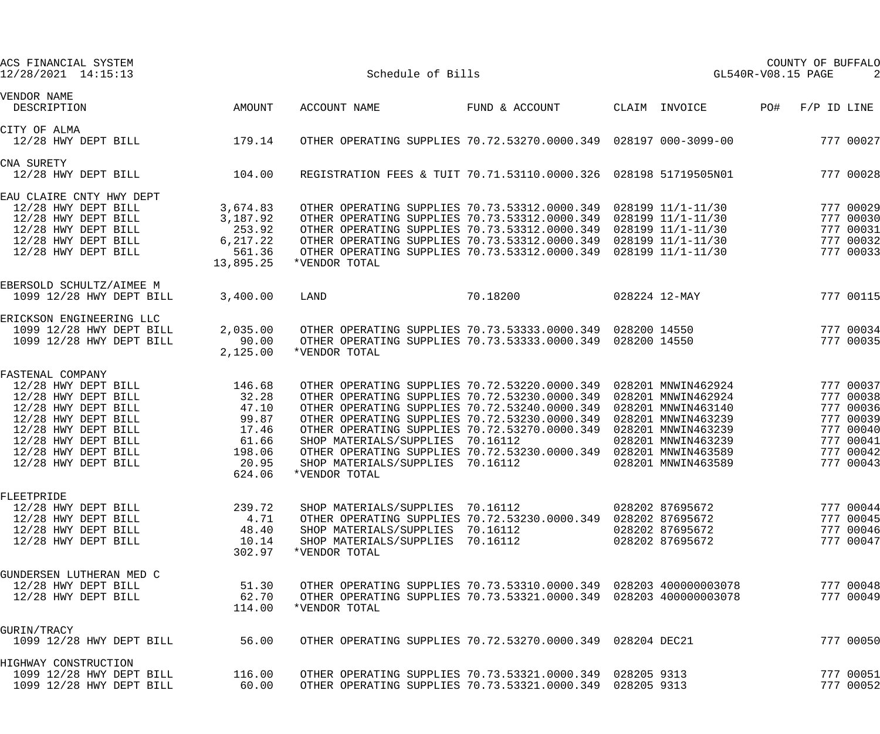ACS FINANCIAL SYSTEM
12/28/2021 14:15:13

Schedule of Bills

COUNTY OF BUFFALO
GL540R-V08.15 PAGE 2

| VENDOR NAME / DESCRIPTION | AMOUNT | ACCOUNT NAME | FUND & ACCOUNT | CLAIM | INVOICE | PO# | F/P ID | LINE |
|---|---|---|---|---|---|---|---|---|
| **CITY OF ALMA** | | | | | | | | |
| 12/28 HWY DEPT BILL | 179.14 | OTHER OPERATING SUPPLIES | 70.72.53270.0000.349 | 028197 | 000-3099-00 | | 777 | 00027 |
| **CNA SURETY** | | | | | | | | |
| 12/28 HWY DEPT BILL | 104.00 | REGISTRATION FEES & TUIT | 70.71.53110.0000.326 | 028198 | 51719505N01 | | 777 | 00028 |
| **EAU CLAIRE CNTY HWY DEPT** | | | | | | | | |
| 12/28 HWY DEPT BILL | 3,674.83 | OTHER OPERATING SUPPLIES | 70.73.53312.0000.349 | 028199 | 11/1-11/30 | | 777 | 00029 |
| 12/28 HWY DEPT BILL | 3,187.92 | OTHER OPERATING SUPPLIES | 70.73.53312.0000.349 | 028199 | 11/1-11/30 | | 777 | 00030 |
| 12/28 HWY DEPT BILL | 253.92 | OTHER OPERATING SUPPLIES | 70.73.53312.0000.349 | 028199 | 11/1-11/30 | | 777 | 00031 |
| 12/28 HWY DEPT BILL | 6,217.22 | OTHER OPERATING SUPPLIES | 70.73.53312.0000.349 | 028199 | 11/1-11/30 | | 777 | 00032 |
| 12/28 HWY DEPT BILL | 561.36 | OTHER OPERATING SUPPLIES | 70.73.53312.0000.349 | 028199 | 11/1-11/30 | | 777 | 00033 |
| | 13,895.25 | *VENDOR TOTAL | | | | | | |
| **EBERSOLD SCHULTZ/AIMEE M** | | | | | | | | |
| 1099 12/28 HWY DEPT BILL | 3,400.00 | LAND | 70.18200 | 028224 | 12-MAY | | 777 | 00115 |
| **ERICKSON ENGINEERING LLC** | | | | | | | | |
| 1099 12/28 HWY DEPT BILL | 2,035.00 | OTHER OPERATING SUPPLIES | 70.73.53333.0000.349 | 028200 | 14550 | | 777 | 00034 |
| 1099 12/28 HWY DEPT BILL | 90.00 | OTHER OPERATING SUPPLIES | 70.73.53333.0000.349 | 028200 | 14550 | | 777 | 00035 |
| | 2,125.00 | *VENDOR TOTAL | | | | | | |
| **FASTENAL COMPANY** | | | | | | | | |
| 12/28 HWY DEPT BILL | 146.68 | OTHER OPERATING SUPPLIES | 70.72.53220.0000.349 | 028201 | MNWIN462924 | | 777 | 00037 |
| 12/28 HWY DEPT BILL | 32.28 | OTHER OPERATING SUPPLIES | 70.72.53230.0000.349 | 028201 | MNWIN462924 | | 777 | 00038 |
| 12/28 HWY DEPT BILL | 47.10 | OTHER OPERATING SUPPLIES | 70.72.53240.0000.349 | 028201 | MNWIN463140 | | 777 | 00036 |
| 12/28 HWY DEPT BILL | 99.87 | OTHER OPERATING SUPPLIES | 70.72.53230.0000.349 | 028201 | MNWIN463239 | | 777 | 00039 |
| 12/28 HWY DEPT BILL | 17.46 | OTHER OPERATING SUPPLIES | 70.72.53270.0000.349 | 028201 | MNWIN463239 | | 777 | 00040 |
| 12/28 HWY DEPT BILL | 61.66 | SHOP MATERIALS/SUPPLIES | 70.16112 | 028201 | MNWIN463239 | | 777 | 00041 |
| 12/28 HWY DEPT BILL | 198.06 | OTHER OPERATING SUPPLIES | 70.72.53230.0000.349 | 028201 | MNWIN463589 | | 777 | 00042 |
| 12/28 HWY DEPT BILL | 20.95 | SHOP MATERIALS/SUPPLIES | 70.16112 | 028201 | MNWIN463589 | | 777 | 00043 |
| | 624.06 | *VENDOR TOTAL | | | | | | |
| **FLEETPRIDE** | | | | | | | | |
| 12/28 HWY DEPT BILL | 239.72 | SHOP MATERIALS/SUPPLIES | 70.16112 | 028202 | 87695672 | | 777 | 00044 |
| 12/28 HWY DEPT BILL | 4.71 | OTHER OPERATING SUPPLIES | 70.72.53230.0000.349 | 028202 | 87695672 | | 777 | 00045 |
| 12/28 HWY DEPT BILL | 48.40 | SHOP MATERIALS/SUPPLIES | 70.16112 | 028202 | 87695672 | | 777 | 00046 |
| 12/28 HWY DEPT BILL | 10.14 | SHOP MATERIALS/SUPPLIES | 70.16112 | 028202 | 87695672 | | 777 | 00047 |
| | 302.97 | *VENDOR TOTAL | | | | | | |
| **GUNDERSEN LUTHERAN MED C** | | | | | | | | |
| 12/28 HWY DEPT BILL | 51.30 | OTHER OPERATING SUPPLIES | 70.73.53310.0000.349 | 028203 | 400000003078 | | 777 | 00048 |
| 12/28 HWY DEPT BILL | 62.70 | OTHER OPERATING SUPPLIES | 70.73.53321.0000.349 | 028203 | 400000003078 | | 777 | 00049 |
| | 114.00 | *VENDOR TOTAL | | | | | | |
| **GURIN/TRACY** | | | | | | | | |
| 1099 12/28 HWY DEPT BILL | 56.00 | OTHER OPERATING SUPPLIES | 70.72.53270.0000.349 | 028204 | DEC21 | | 777 | 00050 |
| **HIGHWAY CONSTRUCTION** | | | | | | | | |
| 1099 12/28 HWY DEPT BILL | 116.00 | OTHER OPERATING SUPPLIES | 70.73.53321.0000.349 | 028205 | 9313 | | 777 | 00051 |
| 1099 12/28 HWY DEPT BILL | 60.00 | OTHER OPERATING SUPPLIES | 70.73.53321.0000.349 | 028205 | 9313 | | 777 | 00052 |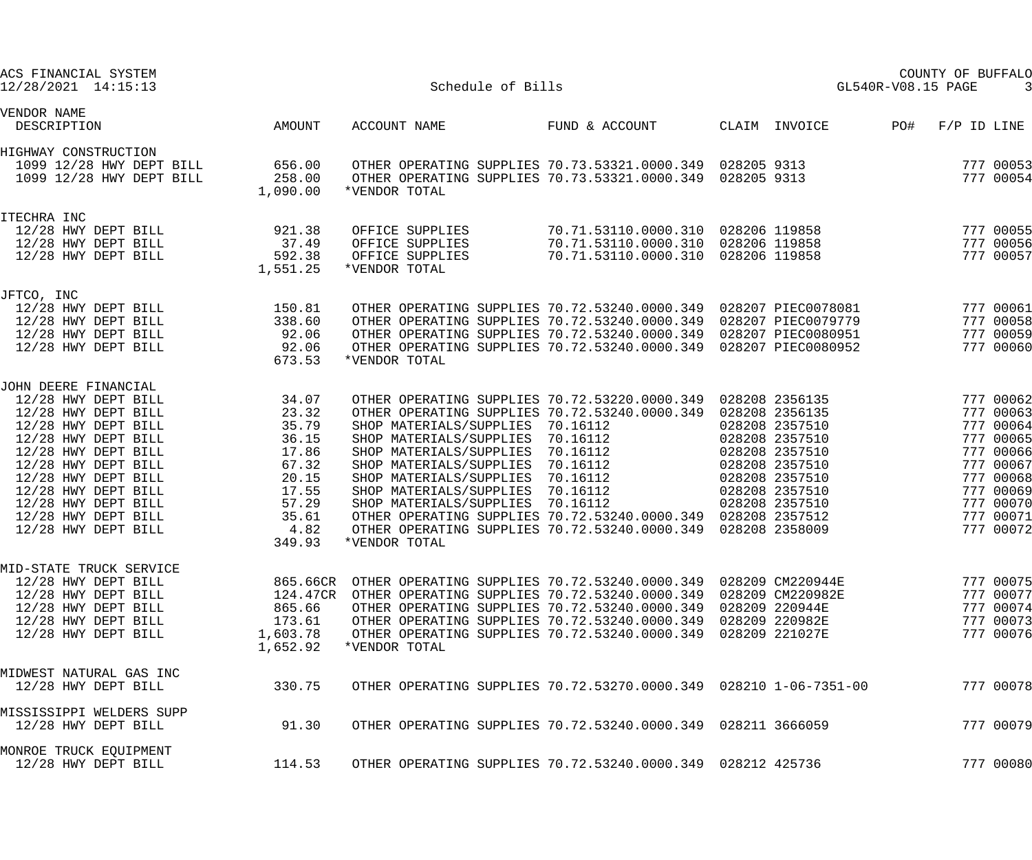ACS FINANCIAL SYSTEM
12/28/2021 14:15:13

Schedule of Bills

COUNTY OF BUFFALO
GL540R-V08.15 PAGE 3

| VENDOR NAME / DESCRIPTION | AMOUNT | ACCOUNT NAME | FUND & ACCOUNT | CLAIM | INVOICE | PO# | F/P ID | LINE |
|---|---|---|---|---|---|---|---|---|
| HIGHWAY CONSTRUCTION | | | | | | | | |
| 1099 12/28 HWY DEPT BILL | 656.00 | OTHER OPERATING SUPPLIES | 70.73.53321.0000.349 | 028205 | 9313 | | 777 | 00053 |
| 1099 12/28 HWY DEPT BILL | 258.00 | OTHER OPERATING SUPPLIES | 70.73.53321.0000.349 | 028205 | 9313 | | 777 | 00054 |
| | 1,090.00 | *VENDOR TOTAL | | | | | | |
| ITECHRA INC | | | | | | | | |
| 12/28 HWY DEPT BILL | 921.38 | OFFICE SUPPLIES | 70.71.53110.0000.310 | 028206 | 119858 | | 777 | 00055 |
| 12/28 HWY DEPT BILL | 37.49 | OFFICE SUPPLIES | 70.71.53110.0000.310 | 028206 | 119858 | | 777 | 00056 |
| 12/28 HWY DEPT BILL | 592.38 | OFFICE SUPPLIES | 70.71.53110.0000.310 | 028206 | 119858 | | 777 | 00057 |
| | 1,551.25 | *VENDOR TOTAL | | | | | | |
| JFTCO, INC | | | | | | | | |
| 12/28 HWY DEPT BILL | 150.81 | OTHER OPERATING SUPPLIES | 70.72.53240.0000.349 | 028207 | PIEC0078081 | | 777 | 00061 |
| 12/28 HWY DEPT BILL | 338.60 | OTHER OPERATING SUPPLIES | 70.72.53240.0000.349 | 028207 | PIEC0079779 | | 777 | 00058 |
| 12/28 HWY DEPT BILL | 92.06 | OTHER OPERATING SUPPLIES | 70.72.53240.0000.349 | 028207 | PIEC0080951 | | 777 | 00059 |
| 12/28 HWY DEPT BILL | 92.06 | OTHER OPERATING SUPPLIES | 70.72.53240.0000.349 | 028207 | PIEC0080952 | | 777 | 00060 |
| | 673.53 | *VENDOR TOTAL | | | | | | |
| JOHN DEERE FINANCIAL | | | | | | | | |
| 12/28 HWY DEPT BILL | 34.07 | OTHER OPERATING SUPPLIES | 70.72.53220.0000.349 | 028208 | 2356135 | | 777 | 00062 |
| 12/28 HWY DEPT BILL | 23.32 | OTHER OPERATING SUPPLIES | 70.72.53240.0000.349 | 028208 | 2356135 | | 777 | 00063 |
| 12/28 HWY DEPT BILL | 35.79 | SHOP MATERIALS/SUPPLIES | 70.16112 | 028208 | 2357510 | | 777 | 00064 |
| 12/28 HWY DEPT BILL | 36.15 | SHOP MATERIALS/SUPPLIES | 70.16112 | 028208 | 2357510 | | 777 | 00065 |
| 12/28 HWY DEPT BILL | 17.86 | SHOP MATERIALS/SUPPLIES | 70.16112 | 028208 | 2357510 | | 777 | 00066 |
| 12/28 HWY DEPT BILL | 67.32 | SHOP MATERIALS/SUPPLIES | 70.16112 | 028208 | 2357510 | | 777 | 00067 |
| 12/28 HWY DEPT BILL | 20.15 | SHOP MATERIALS/SUPPLIES | 70.16112 | 028208 | 2357510 | | 777 | 00068 |
| 12/28 HWY DEPT BILL | 17.55 | SHOP MATERIALS/SUPPLIES | 70.16112 | 028208 | 2357510 | | 777 | 00069 |
| 12/28 HWY DEPT BILL | 57.29 | SHOP MATERIALS/SUPPLIES | 70.16112 | 028208 | 2357510 | | 777 | 00070 |
| 12/28 HWY DEPT BILL | 35.61 | OTHER OPERATING SUPPLIES | 70.72.53240.0000.349 | 028208 | 2357512 | | 777 | 00071 |
| 12/28 HWY DEPT BILL | 4.82 | OTHER OPERATING SUPPLIES | 70.72.53240.0000.349 | 028208 | 2358009 | | 777 | 00072 |
| | 349.93 | *VENDOR TOTAL | | | | | | |
| MID-STATE TRUCK SERVICE | | | | | | | | |
| 12/28 HWY DEPT BILL | 865.66CR | OTHER OPERATING SUPPLIES | 70.72.53240.0000.349 | 028209 | CM220944E | | 777 | 00075 |
| 12/28 HWY DEPT BILL | 124.47CR | OTHER OPERATING SUPPLIES | 70.72.53240.0000.349 | 028209 | CM220982E | | 777 | 00077 |
| 12/28 HWY DEPT BILL | 865.66 | OTHER OPERATING SUPPLIES | 70.72.53240.0000.349 | 028209 | 220944E | | 777 | 00074 |
| 12/28 HWY DEPT BILL | 173.61 | OTHER OPERATING SUPPLIES | 70.72.53240.0000.349 | 028209 | 220982E | | 777 | 00073 |
| 12/28 HWY DEPT BILL | 1,603.78 | OTHER OPERATING SUPPLIES | 70.72.53240.0000.349 | 028209 | 221027E | | 777 | 00076 |
| | 1,652.92 | *VENDOR TOTAL | | | | | | |
| MIDWEST NATURAL GAS INC | | | | | | | | |
| 12/28 HWY DEPT BILL | 330.75 | OTHER OPERATING SUPPLIES | 70.72.53270.0000.349 | 028210 | 1-06-7351-00 | | 777 | 00078 |
| MISSISSIPPI WELDERS SUPP | | | | | | | | |
| 12/28 HWY DEPT BILL | 91.30 | OTHER OPERATING SUPPLIES | 70.72.53240.0000.349 | 028211 | 3666059 | | 777 | 00079 |
| MONROE TRUCK EQUIPMENT | | | | | | | | |
| 12/28 HWY DEPT BILL | 114.53 | OTHER OPERATING SUPPLIES | 70.72.53240.0000.349 | 028212 | 425736 | | 777 | 00080 |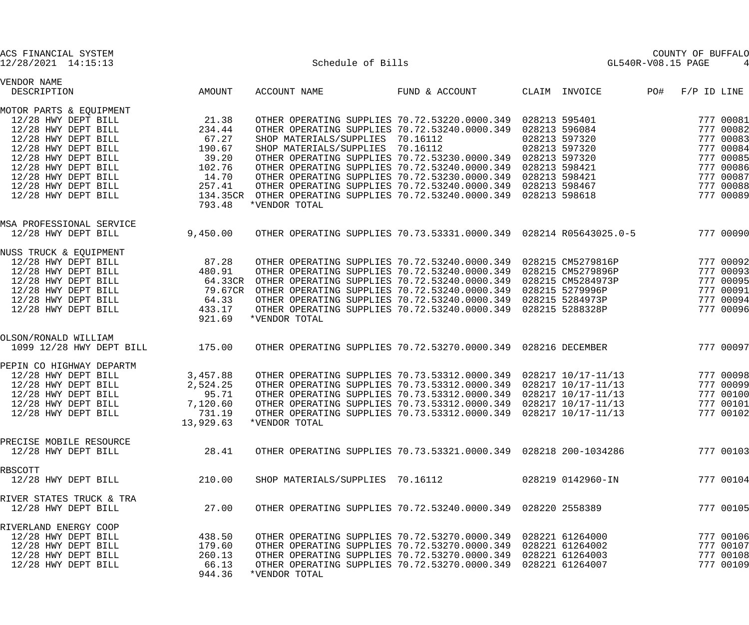ACS FINANCIAL SYSTEM
12/28/2021 14:15:13

Schedule of Bills

COUNTY OF BUFFALO
GL540R-V08.15 PAGE 4

| VENDOR NAME / DESCRIPTION | AMOUNT | ACCOUNT NAME | FUND & ACCOUNT | CLAIM | INVOICE | PO# | F/P ID | LINE |
|---|---|---|---|---|---|---|---|---|
| **MOTOR PARTS & EQUIPMENT** | | | | | | | | |
| 12/28 HWY DEPT BILL | 21.38 | OTHER OPERATING SUPPLIES | 70.72.53220.0000.349 | 028213 | 595401 | | 777 | 00081 |
| 12/28 HWY DEPT BILL | 234.44 | OTHER OPERATING SUPPLIES | 70.72.53240.0000.349 | 028213 | 596084 | | 777 | 00082 |
| 12/28 HWY DEPT BILL | 67.27 | SHOP MATERIALS/SUPPLIES | 70.16112 | 028213 | 597320 | | 777 | 00083 |
| 12/28 HWY DEPT BILL | 190.67 | SHOP MATERIALS/SUPPLIES | 70.16112 | 028213 | 597320 | | 777 | 00084 |
| 12/28 HWY DEPT BILL | 39.20 | OTHER OPERATING SUPPLIES | 70.72.53230.0000.349 | 028213 | 597320 | | 777 | 00085 |
| 12/28 HWY DEPT BILL | 102.76 | OTHER OPERATING SUPPLIES | 70.72.53240.0000.349 | 028213 | 598421 | | 777 | 00086 |
| 12/28 HWY DEPT BILL | 14.70 | OTHER OPERATING SUPPLIES | 70.72.53230.0000.349 | 028213 | 598421 | | 777 | 00087 |
| 12/28 HWY DEPT BILL | 257.41 | OTHER OPERATING SUPPLIES | 70.72.53240.0000.349 | 028213 | 598467 | | 777 | 00088 |
| 12/28 HWY DEPT BILL | 134.35CR | OTHER OPERATING SUPPLIES | 70.72.53240.0000.349 | 028213 | 598618 | | 777 | 00089 |
| | 793.48 | *VENDOR TOTAL | | | | | | |
| **MSA PROFESSIONAL SERVICE** | | | | | | | | |
| 12/28 HWY DEPT BILL | 9,450.00 | OTHER OPERATING SUPPLIES | 70.73.53331.0000.349 | 028214 | R05643025.0-5 | | 777 | 00090 |
| **NUSS TRUCK & EQUIPMENT** | | | | | | | | |
| 12/28 HWY DEPT BILL | 87.28 | OTHER OPERATING SUPPLIES | 70.72.53240.0000.349 | 028215 | CM5279816P | | 777 | 00092 |
| 12/28 HWY DEPT BILL | 480.91 | OTHER OPERATING SUPPLIES | 70.72.53240.0000.349 | 028215 | CM5279896P | | 777 | 00093 |
| 12/28 HWY DEPT BILL | 64.33CR | OTHER OPERATING SUPPLIES | 70.72.53240.0000.349 | 028215 | CM5284973P | | 777 | 00095 |
| 12/28 HWY DEPT BILL | 79.67CR | OTHER OPERATING SUPPLIES | 70.72.53240.0000.349 | 028215 | 5279996P | | 777 | 00091 |
| 12/28 HWY DEPT BILL | 64.33 | OTHER OPERATING SUPPLIES | 70.72.53240.0000.349 | 028215 | 5284973P | | 777 | 00094 |
| 12/28 HWY DEPT BILL | 433.17 | OTHER OPERATING SUPPLIES | 70.72.53240.0000.349 | 028215 | 5288328P | | 777 | 00096 |
| | 921.69 | *VENDOR TOTAL | | | | | | |
| **OLSON/RONALD WILLIAM** | | | | | | | | |
| 1099 12/28 HWY DEPT BILL | 175.00 | OTHER OPERATING SUPPLIES | 70.72.53270.0000.349 | 028216 | DECEMBER | | 777 | 00097 |
| **PEPIN CO HIGHWAY DEPARTM** | | | | | | | | |
| 12/28 HWY DEPT BILL | 3,457.88 | OTHER OPERATING SUPPLIES | 70.73.53312.0000.349 | 028217 | 10/17-11/13 | | 777 | 00098 |
| 12/28 HWY DEPT BILL | 2,524.25 | OTHER OPERATING SUPPLIES | 70.73.53312.0000.349 | 028217 | 10/17-11/13 | | 777 | 00099 |
| 12/28 HWY DEPT BILL | 95.71 | OTHER OPERATING SUPPLIES | 70.73.53312.0000.349 | 028217 | 10/17-11/13 | | 777 | 00100 |
| 12/28 HWY DEPT BILL | 7,120.60 | OTHER OPERATING SUPPLIES | 70.73.53312.0000.349 | 028217 | 10/17-11/13 | | 777 | 00101 |
| 12/28 HWY DEPT BILL | 731.19 | OTHER OPERATING SUPPLIES | 70.73.53312.0000.349 | 028217 | 10/17-11/13 | | 777 | 00102 |
| | 13,929.63 | *VENDOR TOTAL | | | | | | |
| **PRECISE MOBILE RESOURCE** | | | | | | | | |
| 12/28 HWY DEPT BILL | 28.41 | OTHER OPERATING SUPPLIES | 70.73.53321.0000.349 | 028218 | 200-1034286 | | 777 | 00103 |
| **RBSCOTT** | | | | | | | | |
| 12/28 HWY DEPT BILL | 210.00 | SHOP MATERIALS/SUPPLIES | 70.16112 | 028219 | 0142960-IN | | 777 | 00104 |
| **RIVER STATES TRUCK & TRA** | | | | | | | | |
| 12/28 HWY DEPT BILL | 27.00 | OTHER OPERATING SUPPLIES | 70.72.53240.0000.349 | 028220 | 2558389 | | 777 | 00105 |
| **RIVERLAND ENERGY COOP** | | | | | | | | |
| 12/28 HWY DEPT BILL | 438.50 | OTHER OPERATING SUPPLIES | 70.72.53270.0000.349 | 028221 | 61264000 | | 777 | 00106 |
| 12/28 HWY DEPT BILL | 179.60 | OTHER OPERATING SUPPLIES | 70.72.53270.0000.349 | 028221 | 61264002 | | 777 | 00107 |
| 12/28 HWY DEPT BILL | 260.13 | OTHER OPERATING SUPPLIES | 70.72.53270.0000.349 | 028221 | 61264003 | | 777 | 00108 |
| 12/28 HWY DEPT BILL | 66.13 | OTHER OPERATING SUPPLIES | 70.72.53270.0000.349 | 028221 | 61264007 | | 777 | 00109 |
| | 944.36 | *VENDOR TOTAL | | | | | | |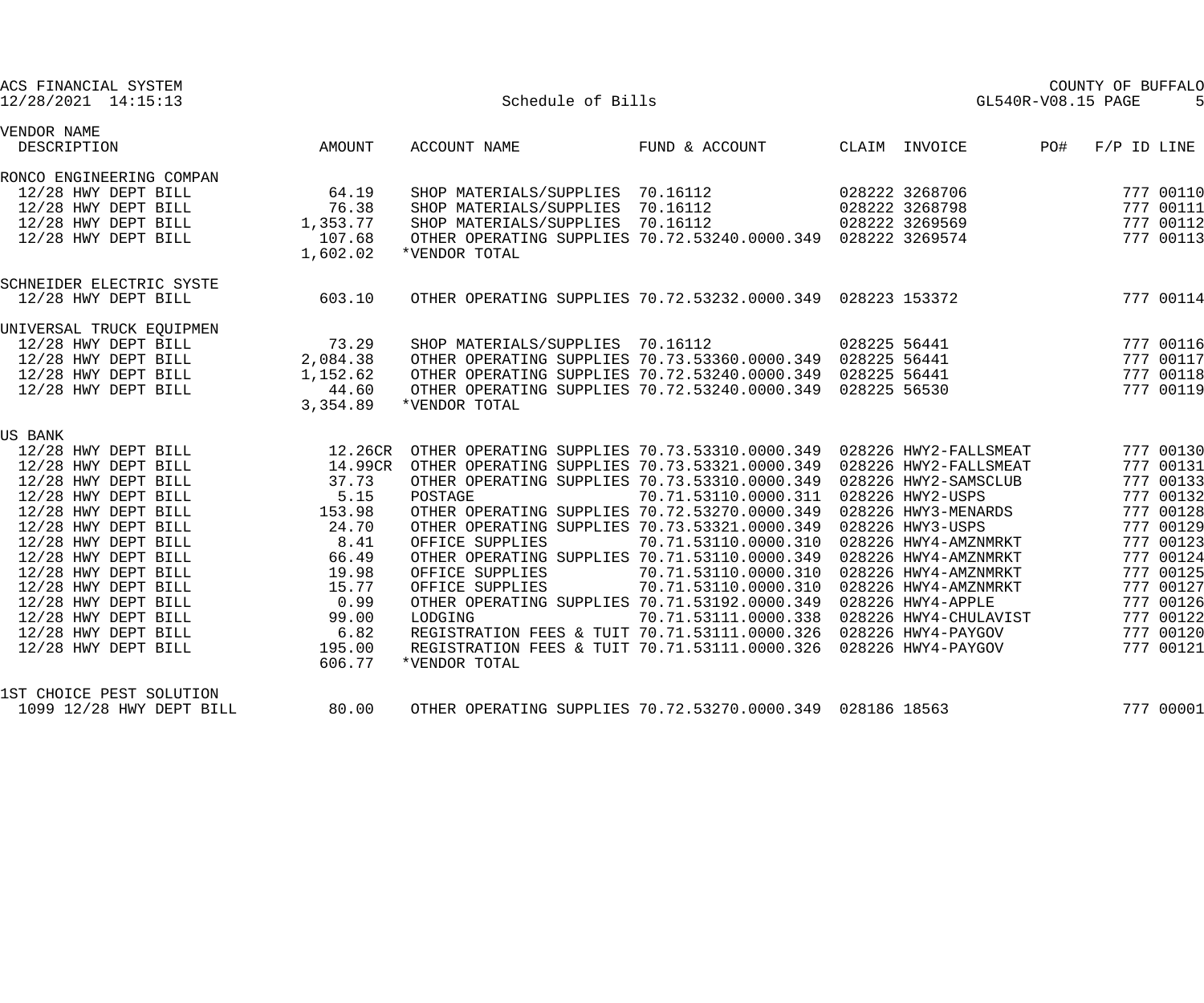ACS FINANCIAL SYSTEM
12/28/2021 14:15:13

COUNTY OF BUFFALO

Schedule of Bills

GL540R-V08.15 PAGE 5

| VENDOR NAME / DESCRIPTION | AMOUNT | ACCOUNT NAME | FUND & ACCOUNT | CLAIM | INVOICE | PO# | F/P ID | LINE |
|---|---|---|---|---|---|---|---|---|
| RONCO ENGINEERING COMPAN | | | | | | | | |
| 12/28 HWY DEPT BILL | 64.19 | SHOP MATERIALS/SUPPLIES | 70.16112 | 028222 | 3268706 | | 777 | 00110 |
| 12/28 HWY DEPT BILL | 76.38 | SHOP MATERIALS/SUPPLIES | 70.16112 | 028222 | 3268798 | | 777 | 00111 |
| 12/28 HWY DEPT BILL | 1,353.77 | SHOP MATERIALS/SUPPLIES | 70.16112 | 028222 | 3269569 | | 777 | 00112 |
| 12/28 HWY DEPT BILL | 107.68 | OTHER OPERATING SUPPLIES | 70.72.53240.0000.349 | 028222 | 3269574 | | 777 | 00113 |
| | 1,602.02 | *VENDOR TOTAL | | | | | | |
| SCHNEIDER ELECTRIC SYSTE | | | | | | | | |
| 12/28 HWY DEPT BILL | 603.10 | OTHER OPERATING SUPPLIES | 70.72.53232.0000.349 | 028223 | 153372 | | 777 | 00114 |
| UNIVERSAL TRUCK EQUIPMEN | | | | | | | | |
| 12/28 HWY DEPT BILL | 73.29 | SHOP MATERIALS/SUPPLIES | 70.16112 | 028225 | 56441 | | 777 | 00116 |
| 12/28 HWY DEPT BILL | 2,084.38 | OTHER OPERATING SUPPLIES | 70.73.53360.0000.349 | 028225 | 56441 | | 777 | 00117 |
| 12/28 HWY DEPT BILL | 1,152.62 | OTHER OPERATING SUPPLIES | 70.72.53240.0000.349 | 028225 | 56441 | | 777 | 00118 |
| 12/28 HWY DEPT BILL | 44.60 | OTHER OPERATING SUPPLIES | 70.72.53240.0000.349 | 028225 | 56530 | | 777 | 00119 |
| | 3,354.89 | *VENDOR TOTAL | | | | | | |
| US BANK | | | | | | | | |
| 12/28 HWY DEPT BILL | 12.26CR | OTHER OPERATING SUPPLIES | 70.73.53310.0000.349 | 028226 | HWY2-FALLSMEAT | | 777 | 00130 |
| 12/28 HWY DEPT BILL | 14.99CR | OTHER OPERATING SUPPLIES | 70.73.53321.0000.349 | 028226 | HWY2-FALLSMEAT | | 777 | 00131 |
| 12/28 HWY DEPT BILL | 37.73 | OTHER OPERATING SUPPLIES | 70.73.53310.0000.349 | 028226 | HWY2-SAMSCLUB | | 777 | 00133 |
| 12/28 HWY DEPT BILL | 5.15 | POSTAGE | 70.71.53110.0000.311 | 028226 | HWY2-USPS | | 777 | 00132 |
| 12/28 HWY DEPT BILL | 153.98 | OTHER OPERATING SUPPLIES | 70.72.53270.0000.349 | 028226 | HWY3-MENARDS | | 777 | 00128 |
| 12/28 HWY DEPT BILL | 24.70 | OTHER OPERATING SUPPLIES | 70.73.53321.0000.349 | 028226 | HWY3-USPS | | 777 | 00129 |
| 12/28 HWY DEPT BILL | 8.41 | OFFICE SUPPLIES | 70.71.53110.0000.310 | 028226 | HWY4-AMZNMRKT | | 777 | 00123 |
| 12/28 HWY DEPT BILL | 66.49 | OTHER OPERATING SUPPLIES | 70.71.53110.0000.349 | 028226 | HWY4-AMZNMRKT | | 777 | 00124 |
| 12/28 HWY DEPT BILL | 19.98 | OFFICE SUPPLIES | 70.71.53110.0000.310 | 028226 | HWY4-AMZNMRKT | | 777 | 00125 |
| 12/28 HWY DEPT BILL | 15.77 | OFFICE SUPPLIES | 70.71.53110.0000.310 | 028226 | HWY4-AMZNMRKT | | 777 | 00127 |
| 12/28 HWY DEPT BILL | 0.99 | OTHER OPERATING SUPPLIES | 70.71.53192.0000.349 | 028226 | HWY4-APPLE | | 777 | 00126 |
| 12/28 HWY DEPT BILL | 99.00 | LODGING | 70.71.53111.0000.338 | 028226 | HWY4-CHULAVIST | | 777 | 00122 |
| 12/28 HWY DEPT BILL | 6.82 | REGISTRATION FEES & TUIT | 70.71.53111.0000.326 | 028226 | HWY4-PAYGOV | | 777 | 00120 |
| 12/28 HWY DEPT BILL | 195.00 | REGISTRATION FEES & TUIT | 70.71.53111.0000.326 | 028226 | HWY4-PAYGOV | | 777 | 00121 |
| | 606.77 | *VENDOR TOTAL | | | | | | |
| 1ST CHOICE PEST SOLUTION | | | | | | | | |
| 1099 12/28 HWY DEPT BILL | 80.00 | OTHER OPERATING SUPPLIES | 70.72.53270.0000.349 | 028186 | 18563 | | 777 | 00001 |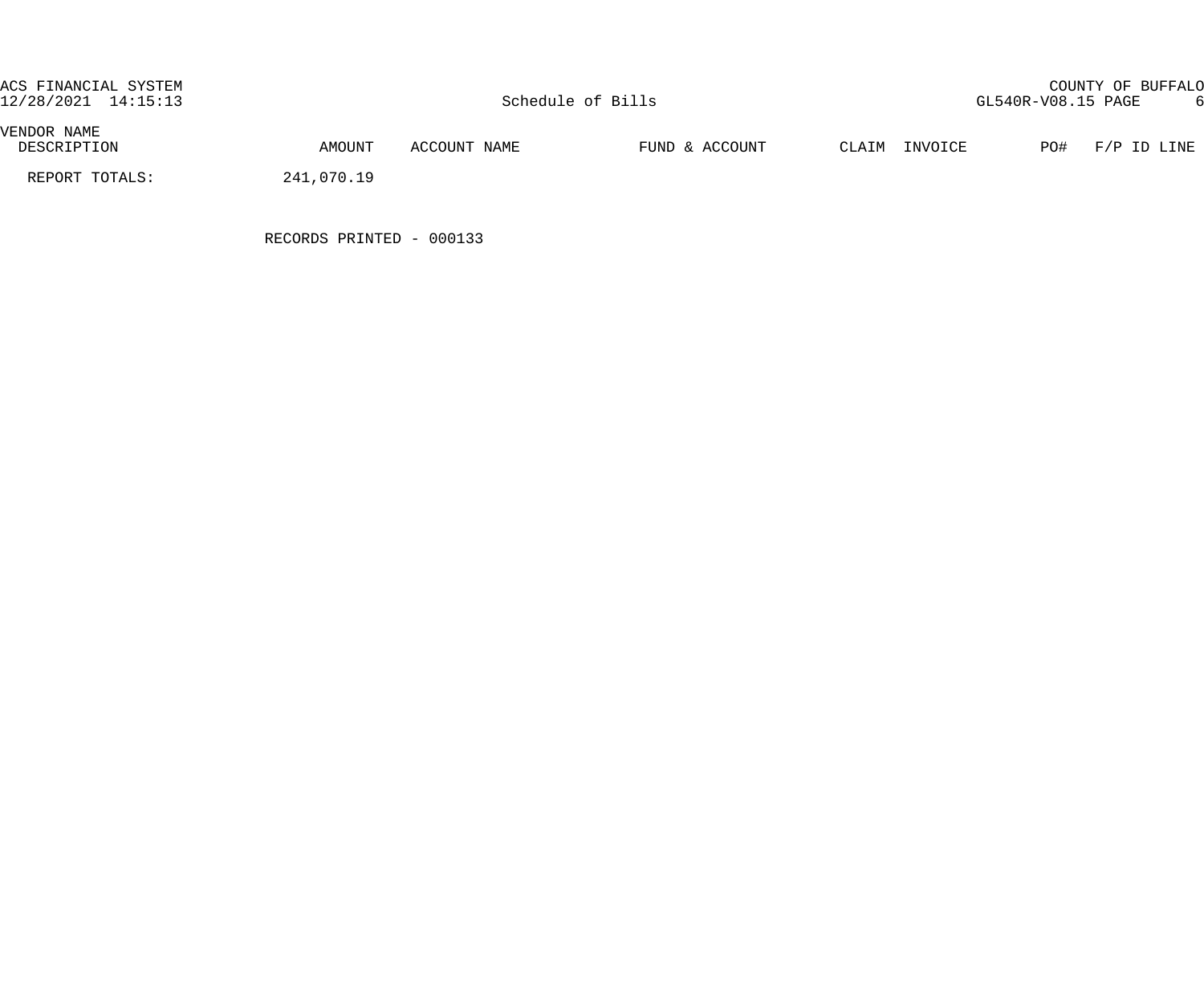| VENDOR NAME DESCRIPTION | AMOUNT | ACCOUNT NAME | FUND & ACCOUNT | CLAIM | INVOICE | PO# | F/P ID LINE |
| --- | --- | --- | --- | --- | --- | --- | --- |
| REPORT TOTALS: | 241,070.19 | | | | | | |

RECORDS PRINTED - 000133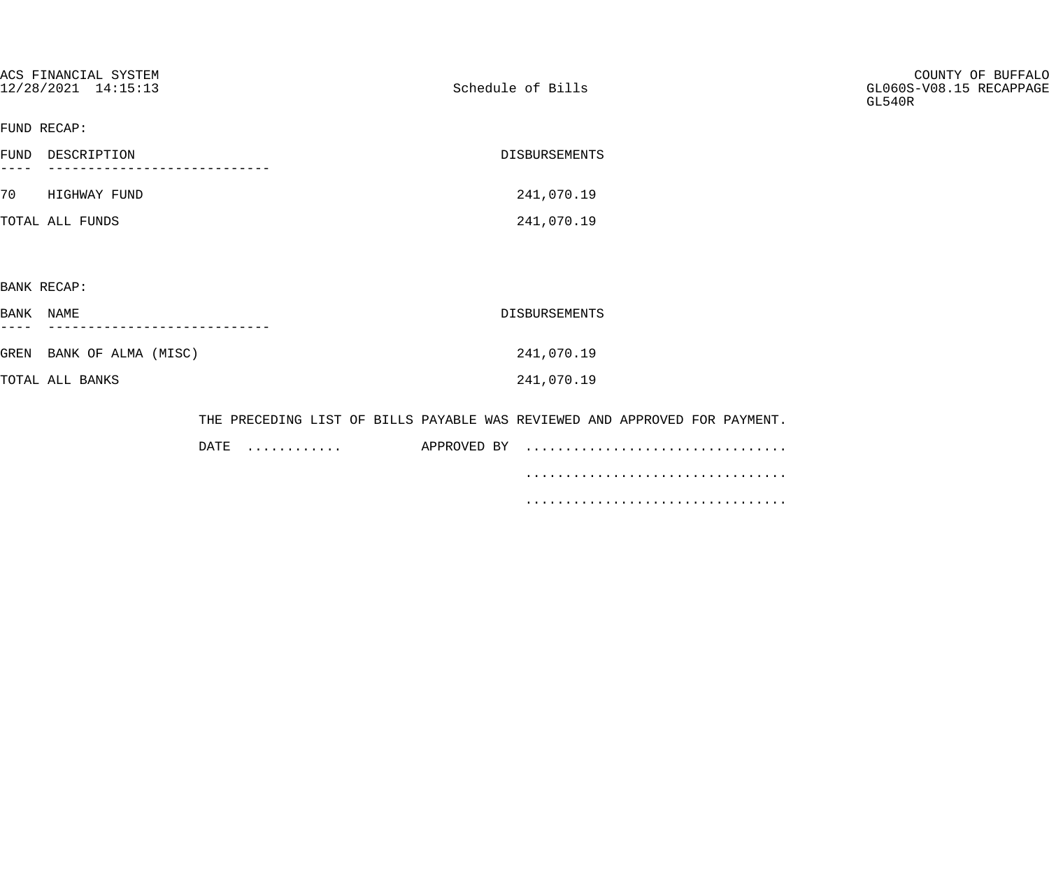ACS FINANCIAL SYSTEM
12/28/2021 14:15:13

Schedule of Bills

COUNTY OF BUFFALO
GL060S-V08.15 RECAPPAGE
GL540R

FUND RECAP:

| FUND | DESCRIPTION | DISBURSEMENTS |
| --- | --- | --- |
| 70 | HIGHWAY FUND | 241,070.19 |
| TOTAL ALL FUNDS | | 241,070.19 |

BANK RECAP:

| BANK | NAME | DISBURSEMENTS |
| --- | --- | --- |
| GREN | BANK OF ALMA (MISC) | 241,070.19 |
| TOTAL ALL BANKS | | 241,070.19 |

THE PRECEDING LIST OF BILLS PAYABLE WAS REVIEWED AND APPROVED FOR PAYMENT.

DATE ............ APPROVED BY ................................

................................

................................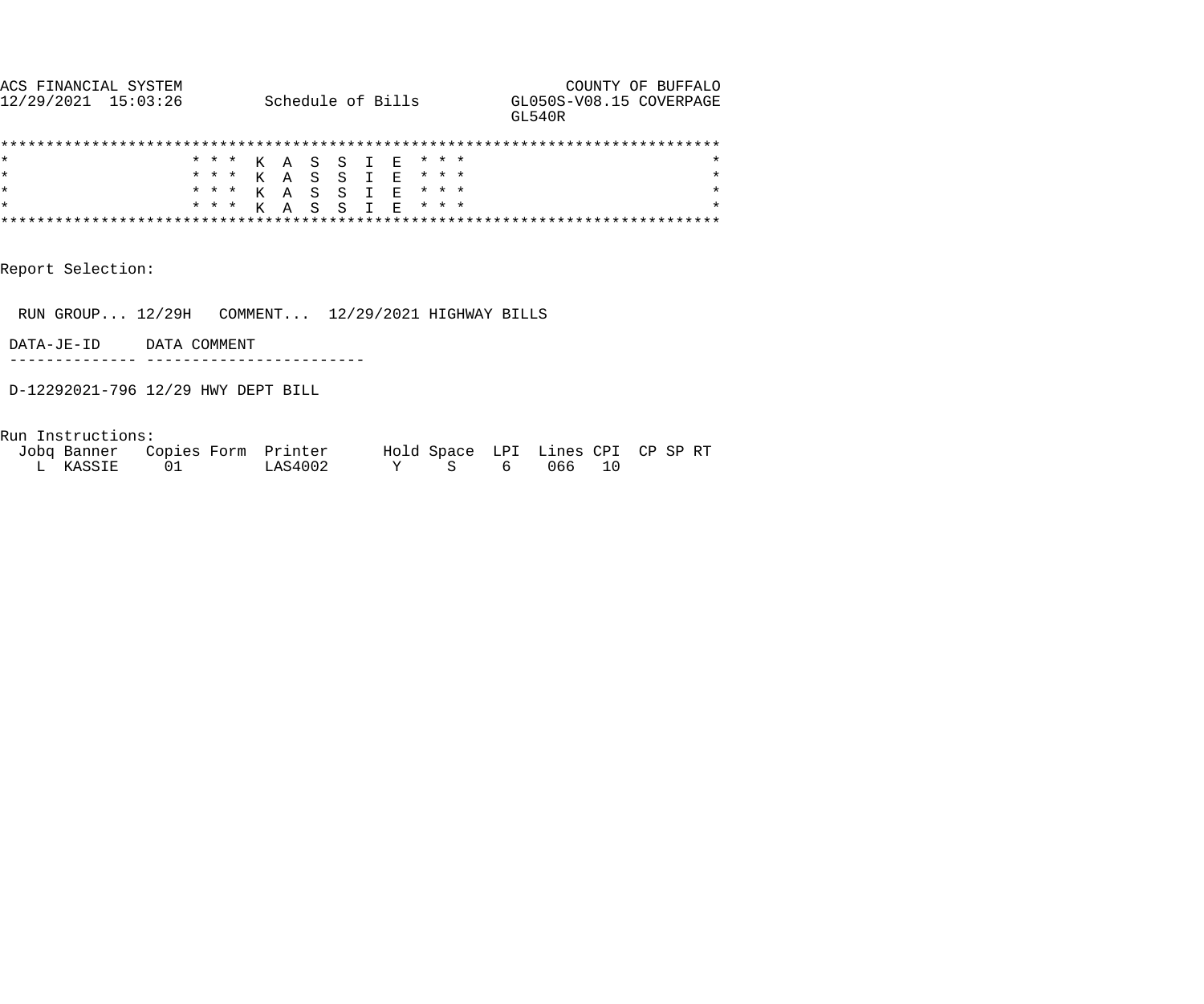```
ACS FINANCIAL SYSTEM                                                 COUNTY OF BUFFALO
12/29/2021  15:03:26         Schedule of Bills          GL050S-V08.15 COVERPAGE
                                                        GL540R

******************************************************************************
*                    * * *  K  A  S  S  I  E  * * *                          *
*                    * * *  K  A  S  S  I  E  * * *                          *
*                    * * *  K  A  S  S  I  E  * * *                          *
*                    * * *  K  A  S  S  I  E  * * *                          *
******************************************************************************
```

Report Selection:

RUN GROUP... 12/29H   COMMENT...  12/29/2021 HIGHWAY BILLS

| DATA-JE-ID | DATA COMMENT |
| --- | --- |
| D-12292021-796 | 12/29 HWY DEPT BILL |

Run Instructions:

| Jobq | Banner | Copies | Form | Printer | Hold | Space | LPI | Lines | CPI | CP | SP | RT |
| --- | --- | --- | --- | --- | --- | --- | --- | --- | --- | --- | --- | --- |
| L | KASSIE | 01 | | LAS4002 | Y | S | 6 | 066 | 10 | | | |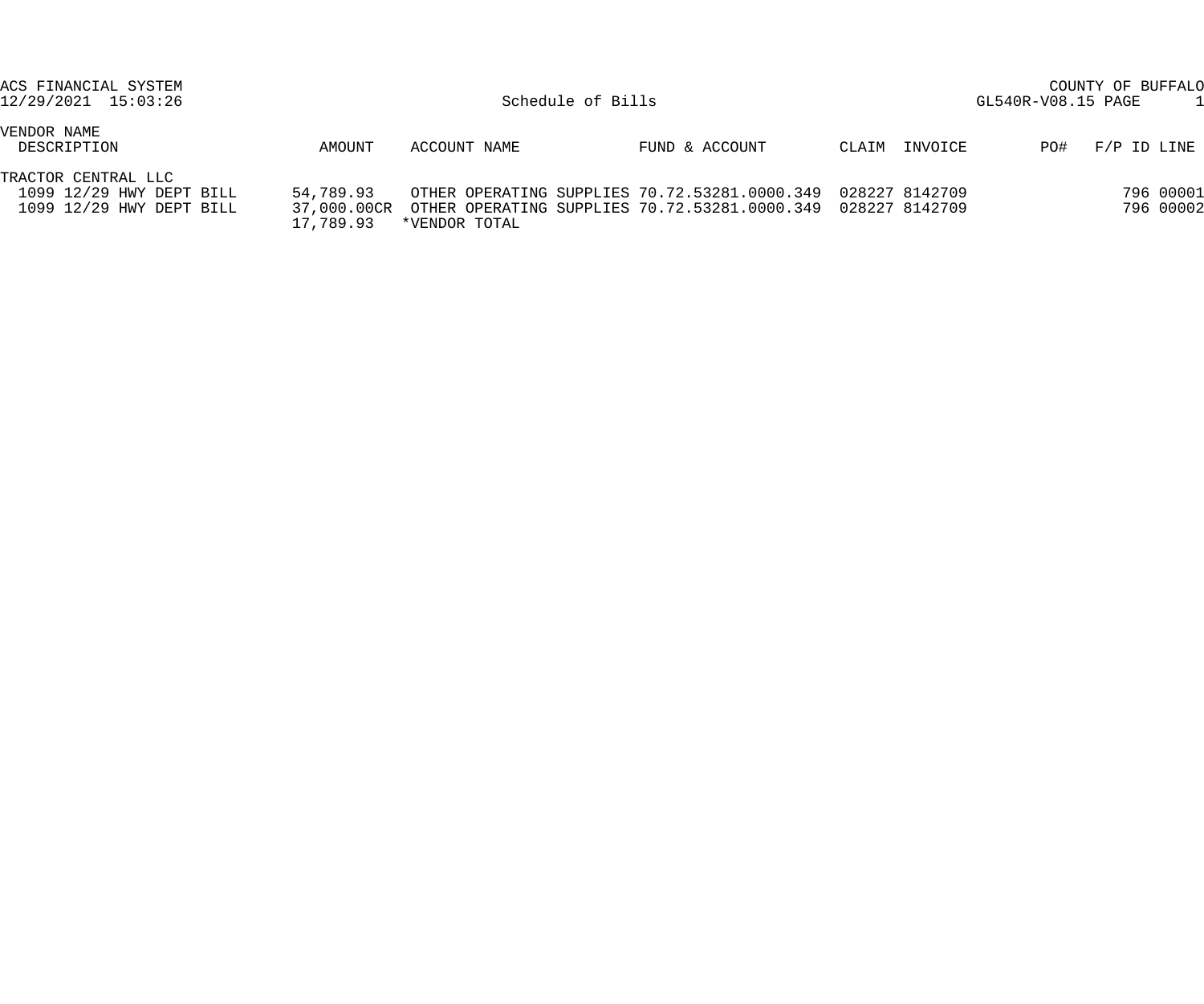ACS FINANCIAL SYSTEM
12/29/2021 15:03:26

# Schedule of Bills

COUNTY OF BUFFALO
GL540R-V08.15 PAGE 1

| VENDOR NAME / DESCRIPTION | AMOUNT | ACCOUNT NAME | FUND & ACCOUNT | CLAIM | INVOICE | PO# | F/P ID | LINE |
|---|---|---|---|---|---|---|---|---|
| TRACTOR CENTRAL LLC | | | | | | | | |
| 1099 12/29 HWY DEPT BILL | 54,789.93 | OTHER OPERATING SUPPLIES | 70.72.53281.0000.349 | 028227 | 8142709 | | 796 | 00001 |
| 1099 12/29 HWY DEPT BILL | 37,000.00CR | OTHER OPERATING SUPPLIES | 70.72.53281.0000.349 | 028227 | 8142709 | | 796 | 00002 |
| | 17,789.93 | *VENDOR TOTAL | | | | | | |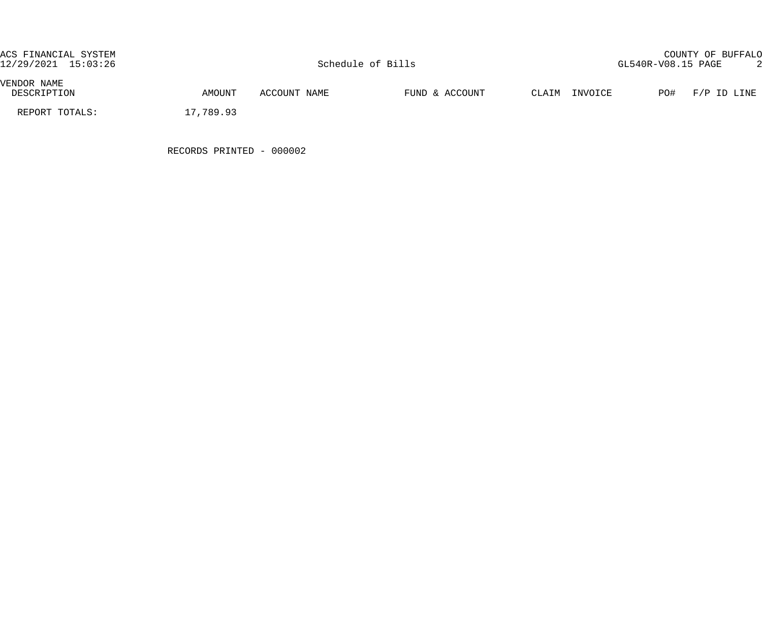| VENDOR NAME DESCRIPTION | AMOUNT | ACCOUNT NAME | FUND & ACCOUNT | CLAIM | INVOICE | PO# | F/P ID LINE |
|---|---|---|---|---|---|---|---|
| REPORT TOTALS: | 17,789.93 | | | | | | |

RECORDS PRINTED - 000002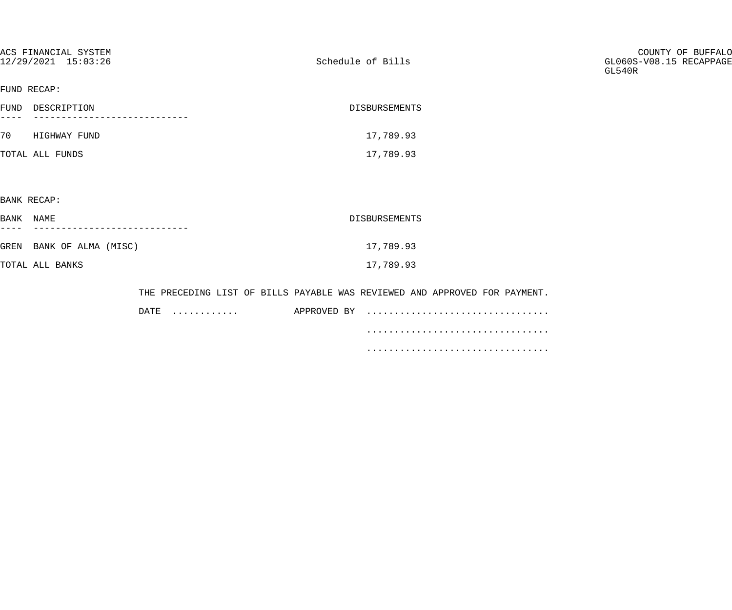ACS FINANCIAL SYSTEM
12/29/2021 15:03:26

Schedule of Bills

COUNTY OF BUFFALO
GL060S-V08.15 RECAPPAGE
GL540R

FUND RECAP:

| FUND | DESCRIPTION | DISBURSEMENTS |
|---|---|---|
| 70 | HIGHWAY FUND | 17,789.93 |
| TOTAL ALL FUNDS | | 17,789.93 |

BANK RECAP:

| BANK | NAME | DISBURSEMENTS |
|---|---|---|
| GREN | BANK OF ALMA (MISC) | 17,789.93 |
| TOTAL ALL BANKS | | 17,789.93 |

THE PRECEDING LIST OF BILLS PAYABLE WAS REVIEWED AND APPROVED FOR PAYMENT.

DATE ............ APPROVED BY ................................

................................

................................